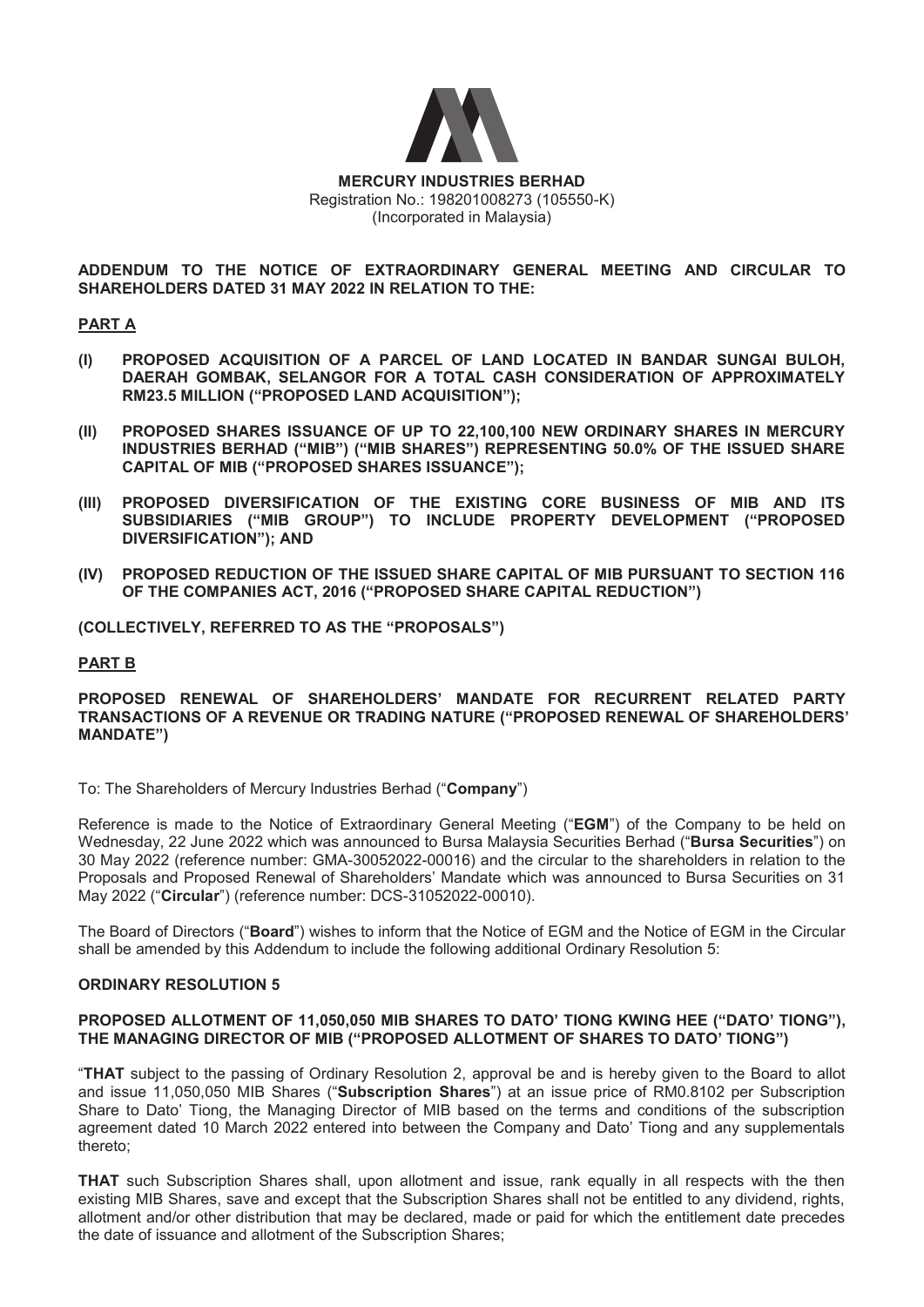**MERCURY INDUSTRIES BERHAD**
Registration No.: 198201008273 (105550-K)
(Incorporated in Malaysia)

**ADDENDUM TO THE NOTICE OF EXTRAORDINARY GENERAL MEETING AND CIRCULAR TO SHAREHOLDERS DATED 31 MAY 2022 IN RELATION TO THE:**

**PART A**

**(I) PROPOSED ACQUISITION OF A PARCEL OF LAND LOCATED IN BANDAR SUNGAI BULOH, DAERAH GOMBAK, SELANGOR FOR A TOTAL CASH CONSIDERATION OF APPROXIMATELY RM23.5 MILLION ("PROPOSED LAND ACQUISITION");**

**(II) PROPOSED SHARES ISSUANCE OF UP TO 22,100,100 NEW ORDINARY SHARES IN MERCURY INDUSTRIES BERHAD ("MIB") ("MIB SHARES") REPRESENTING 50.0% OF THE ISSUED SHARE CAPITAL OF MIB ("PROPOSED SHARES ISSUANCE");**

**(III) PROPOSED DIVERSIFICATION OF THE EXISTING CORE BUSINESS OF MIB AND ITS SUBSIDIARIES ("MIB GROUP") TO INCLUDE PROPERTY DEVELOPMENT ("PROPOSED DIVERSIFICATION"); AND**

**(IV) PROPOSED REDUCTION OF THE ISSUED SHARE CAPITAL OF MIB PURSUANT TO SECTION 116 OF THE COMPANIES ACT, 2016 ("PROPOSED SHARE CAPITAL REDUCTION")**

**(COLLECTIVELY, REFERRED TO AS THE "PROPOSALS")**

**PART B**

**PROPOSED RENEWAL OF SHAREHOLDERS' MANDATE FOR RECURRENT RELATED PARTY TRANSACTIONS OF A REVENUE OR TRADING NATURE ("PROPOSED RENEWAL OF SHAREHOLDERS' MANDATE")**

To: The Shareholders of Mercury Industries Berhad ("**Company**")

Reference is made to the Notice of Extraordinary General Meeting ("**EGM**") of the Company to be held on Wednesday, 22 June 2022 which was announced to Bursa Malaysia Securities Berhad ("**Bursa Securities**") on 30 May 2022 (reference number: GMA-30052022-00016) and the circular to the shareholders in relation to the Proposals and Proposed Renewal of Shareholders' Mandate which was announced to Bursa Securities on 31 May 2022 ("**Circular**") (reference number: DCS-31052022-00010).

The Board of Directors ("**Board**") wishes to inform that the Notice of EGM and the Notice of EGM in the Circular shall be amended by this Addendum to include the following additional Ordinary Resolution 5:

**ORDINARY RESOLUTION 5**

**PROPOSED ALLOTMENT OF 11,050,050 MIB SHARES TO DATO' TIONG KWING HEE ("DATO' TIONG"), THE MANAGING DIRECTOR OF MIB ("PROPOSED ALLOTMENT OF SHARES TO DATO' TIONG")**

"**THAT** subject to the passing of Ordinary Resolution 2, approval be and is hereby given to the Board to allot and issue 11,050,050 MIB Shares ("**Subscription Shares**") at an issue price of RM0.8102 per Subscription Share to Dato' Tiong, the Managing Director of MIB based on the terms and conditions of the subscription agreement dated 10 March 2022 entered into between the Company and Dato' Tiong and any supplementals thereto;

**THAT** such Subscription Shares shall, upon allotment and issue, rank equally in all respects with the then existing MIB Shares, save and except that the Subscription Shares shall not be entitled to any dividend, rights, allotment and/or other distribution that may be declared, made or paid for which the entitlement date precedes the date of issuance and allotment of the Subscription Shares;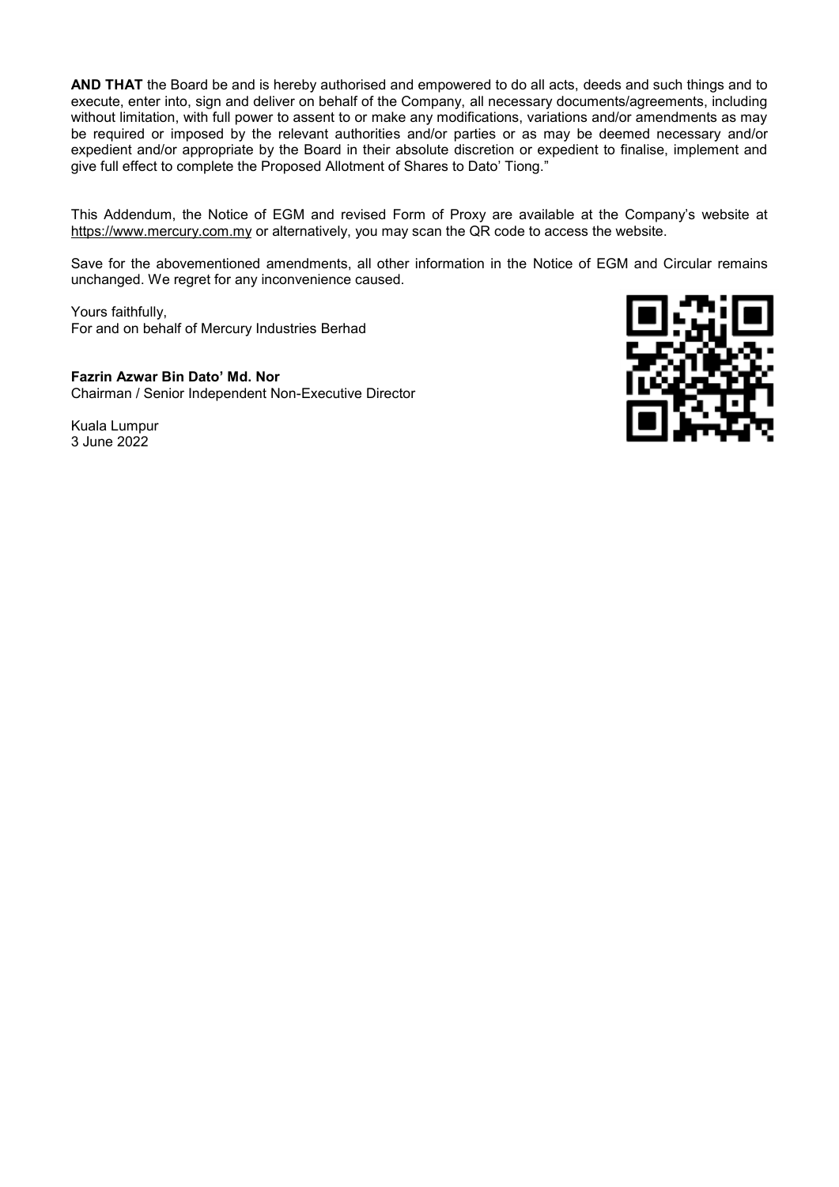**AND THAT** the Board be and is hereby authorised and empowered to do all acts, deeds and such things and to execute, enter into, sign and deliver on behalf of the Company, all necessary documents/agreements, including without limitation, with full power to assent to or make any modifications, variations and/or amendments as may be required or imposed by the relevant authorities and/or parties or as may be deemed necessary and/or expedient and/or appropriate by the Board in their absolute discretion or expedient to finalise, implement and give full effect to complete the Proposed Allotment of Shares to Dato' Tiong."

This Addendum, the Notice of EGM and revised Form of Proxy are available at the Company's website at https://www.mercury.com.my or alternatively, you may scan the QR code to access the website.

Save for the abovementioned amendments, all other information in the Notice of EGM and Circular remains unchanged. We regret for any inconvenience caused.

Yours faithfully,
For and on behalf of Mercury Industries Berhad

**Fazrin Azwar Bin Dato' Md. Nor**
Chairman / Senior Independent Non-Executive Director

Kuala Lumpur
3 June 2022